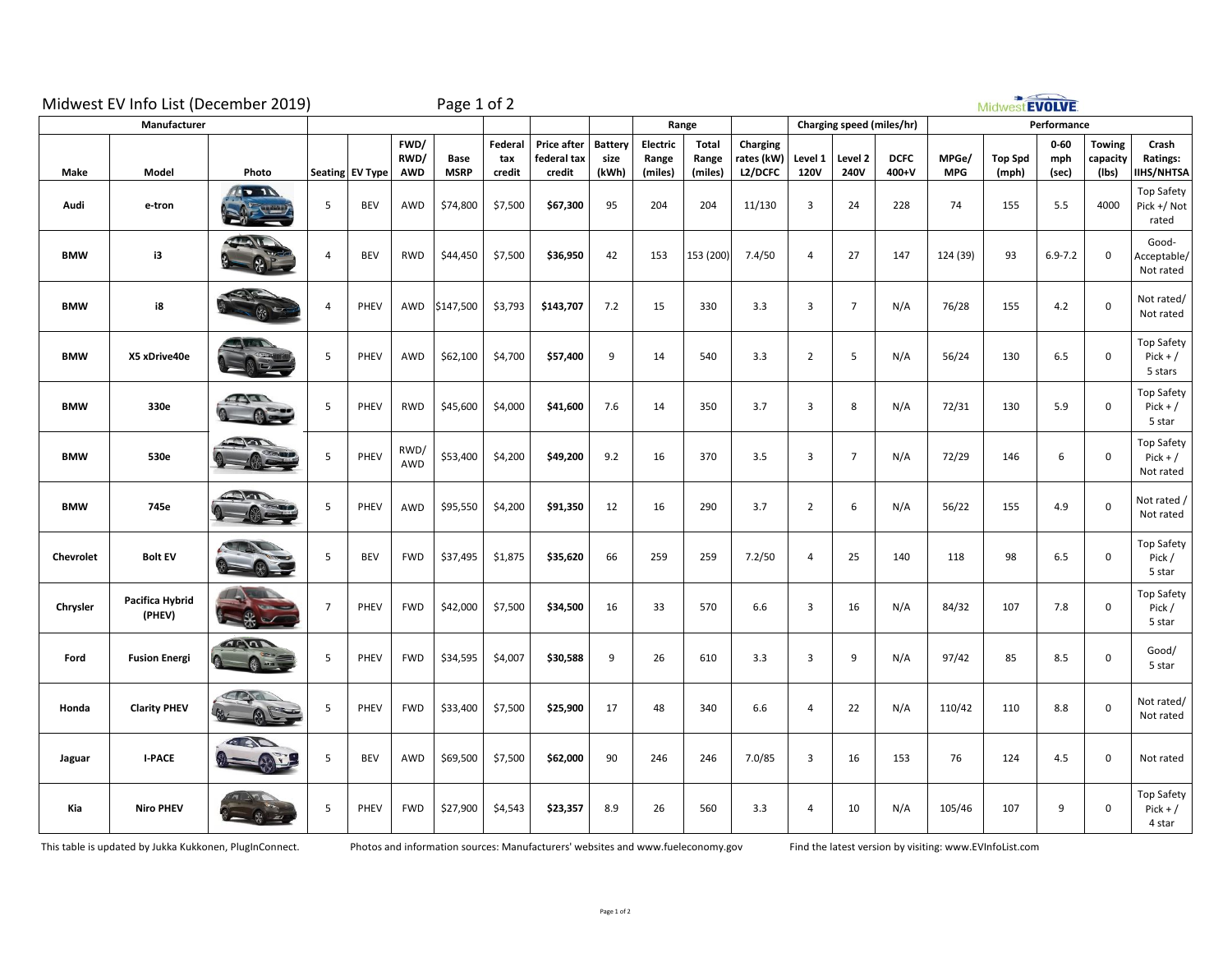# Midwest EV Info List (December 2019)

| Manufacturer | | | | | | | | | | | Range | | | Charging speed (miles/hr) | | | Performance | | | | |
|---|---|---|---|---|---|---|---|---|---|---|---|---|---|---|---|---|---|---|---|---|---|
| Make | Model | Photo | Seating | EV Type | FWD/ RWD/ AWD | Base MSRP | Federal tax credit | Price after federal tax credit | Battery size (kWh) | Electric Range (miles) | Total Range (miles) | Charging rates (kW) L2/DCFC | Level 1 120V | Level 2 240V | DCFC 400+V | MPGe/ MPG | Top Spd (mph) | 0-60 mph (sec) | Towing capacity (lbs) | Crash Ratings: IIHS/NHTSA |
| Audi | e-tron | | 5 | BEV | AWD | $74,800 | $7,500 | **$67,300** | 95 | 204 | 204 | 11/130 | 3 | 24 | 228 | 74 | 155 | 5.5 | 4000 | Top Safety Pick +/ Not rated |
| BMW | i3 | | 4 | BEV | RWD | $44,450 | $7,500 | **$36,950** | 42 | 153 | 153 (200) | 7.4/50 | 4 | 27 | 147 | 124 (39) | 93 | 6.9-7.2 | 0 | Good-Acceptable/ Not rated |
| BMW | i8 | | 4 | PHEV | AWD | $147,500 | $3,793 | **$143,707** | 7.2 | 15 | 330 | 3.3 | 3 | 7 | N/A | 76/28 | 155 | 4.2 | 0 | Not rated/ Not rated |
| BMW | X5 xDrive40e | | 5 | PHEV | AWD | $62,100 | $4,700 | **$57,400** | 9 | 14 | 540 | 3.3 | 2 | 5 | N/A | 56/24 | 130 | 6.5 | 0 | Top Safety Pick + / 5 stars |
| BMW | 330e | | 5 | PHEV | RWD | $45,600 | $4,000 | **$41,600** | 7.6 | 14 | 350 | 3.7 | 3 | 8 | N/A | 72/31 | 130 | 5.9 | 0 | Top Safety Pick + / 5 star |
| BMW | 530e | | 5 | PHEV | RWD/ AWD | $53,400 | $4,200 | **$49,200** | 9.2 | 16 | 370 | 3.5 | 3 | 7 | N/A | 72/29 | 146 | 6 | 0 | Top Safety Pick + / Not rated |
| BMW | 745e | | 5 | PHEV | AWD | $95,550 | $4,200 | **$91,350** | 12 | 16 | 290 | 3.7 | 2 | 6 | N/A | 56/22 | 155 | 4.9 | 0 | Not rated / Not rated |
| Chevrolet | Bolt EV | | 5 | BEV | FWD | $37,495 | $1,875 | **$35,620** | 66 | 259 | 259 | 7.2/50 | 4 | 25 | 140 | 118 | 98 | 6.5 | 0 | Top Safety Pick / 5 star |
| Chrysler | Pacifica Hybrid (PHEV) | | 7 | PHEV | FWD | $42,000 | $7,500 | **$34,500** | 16 | 33 | 570 | 6.6 | 3 | 16 | N/A | 84/32 | 107 | 7.8 | 0 | Top Safety Pick / 5 star |
| Ford | Fusion Energi | | 5 | PHEV | FWD | $34,595 | $4,007 | **$30,588** | 9 | 26 | 610 | 3.3 | 3 | 9 | N/A | 97/42 | 85 | 8.5 | 0 | Good/ 5 star |
| Honda | Clarity PHEV | | 5 | PHEV | FWD | $33,400 | $7,500 | **$25,900** | 17 | 48 | 340 | 6.6 | 4 | 22 | N/A | 110/42 | 110 | 8.8 | 0 | Not rated/ Not rated |
| Jaguar | I-PACE | | 5 | BEV | AWD | $69,500 | $7,500 | **$62,000** | 90 | 246 | 246 | 7.0/85 | 3 | 16 | 153 | 76 | 124 | 4.5 | 0 | Not rated |
| Kia | Niro PHEV | | 5 | PHEV | FWD | $27,900 | $4,543 | **$23,357** | 8.9 | 26 | 560 | 3.3 | 4 | 10 | N/A | 105/46 | 107 | 9 | 0 | Top Safety Pick + / 4 star |

This table is updated by Jukka Kukkonen, PlugInConnect. Photos and information sources: Manufacturers' websites and www.fueleconomy.gov Find the latest version by visiting: www.EVInfoList.com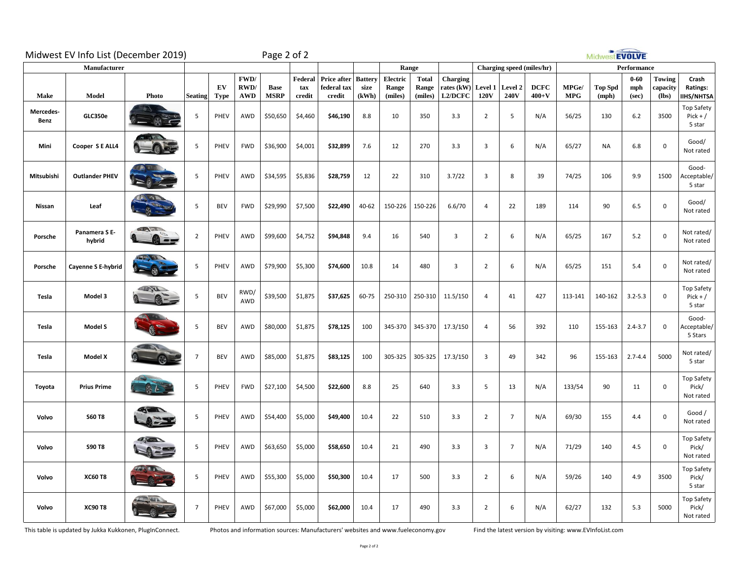# Midwest EV Info List (December 2019)

| Manufacturer | | | | | | | | | | Range | | | Charging speed (miles/hr) | | | Performance | | | | |
|---|---|---|---|---|---|---|---|---|---|---|---|---|---|---|---|---|---|---|---|---|
| **Make** | **Model** | **Photo** | **Seating** | **EV Type** | **FWD/ RWD/ AWD** | **Base MSRP** | **Federal tax credit** | **Price after federal tax credit** | **Battery size (kWh)** | **Electric Range (miles)** | **Total Range (miles)** | **Charging rates (kW) L2/DCFC** | **Level 1 120V** | **Level 2 240V** | **DCFC 400+V** | **MPGe/ MPG** | **Top Spd (mph)** | **0-60 mph (sec)** | **Towing capacity (lbs)** | **Crash Ratings: IIHS/NHTSA** |
| **Mercedes-Benz** | **GLC350e** | | 5 | PHEV | AWD | $50,650 | $4,460 | **$46,190** | 8.8 | 10 | 350 | 3.3 | 2 | 5 | N/A | 56/25 | 130 | 6.2 | 3500 | Top Safety Pick + / 5 star |
| **Mini** | **Cooper S E ALL4** | | 5 | PHEV | FWD | $36,900 | $4,001 | **$32,899** | 7.6 | 12 | 270 | 3.3 | 3 | 6 | N/A | 65/27 | NA | 6.8 | 0 | Good/ Not rated |
| **Mitsubishi** | **Outlander PHEV** | | 5 | PHEV | AWD | $34,595 | $5,836 | **$28,759** | 12 | 22 | 310 | 3.7/22 | 3 | 8 | 39 | 74/25 | 106 | 9.9 | 1500 | Good-Acceptable/ 5 star |
| **Nissan** | **Leaf** | | 5 | BEV | FWD | $29,990 | $7,500 | **$22,490** | 40-62 | 150-226 | 150-226 | 6.6/70 | 4 | 22 | 189 | 114 | 90 | 6.5 | 0 | Good/ Not rated |
| **Porsche** | **Panamera S E-hybrid** | | 2 | PHEV | AWD | $99,600 | $4,752 | **$94,848** | 9.4 | 16 | 540 | 3 | 2 | 6 | N/A | 65/25 | 167 | 5.2 | 0 | Not rated/ Not rated |
| **Porsche** | **Cayenne S E-hybrid** | | 5 | PHEV | AWD | $79,900 | $5,300 | **$74,600** | 10.8 | 14 | 480 | 3 | 2 | 6 | N/A | 65/25 | 151 | 5.4 | 0 | Not rated/ Not rated |
| **Tesla** | **Model 3** | | 5 | BEV | RWD/ AWD | $39,500 | $1,875 | **$37,625** | 60-75 | 250-310 | 250-310 | 11.5/150 | 4 | 41 | 427 | 113-141 | 140-162 | 3.2-5.3 | 0 | Top Safety Pick + / 5 star |
| **Tesla** | **Model S** | | 5 | BEV | AWD | $80,000 | $1,875 | **$78,125** | 100 | 345-370 | 345-370 | 17.3/150 | 4 | 56 | 392 | 110 | 155-163 | 2.4-3.7 | 0 | Good-Acceptable/ 5 Stars |
| **Tesla** | **Model X** | | 7 | BEV | AWD | $85,000 | $1,875 | **$83,125** | 100 | 305-325 | 305-325 | 17.3/150 | 3 | 49 | 342 | 96 | 155-163 | 2.7-4.4 | 5000 | Not rated/ 5 star |
| **Toyota** | **Prius Prime** | | 5 | PHEV | FWD | $27,100 | $4,500 | **$22,600** | 8.8 | 25 | 640 | 3.3 | 5 | 13 | N/A | 133/54 | 90 | 11 | 0 | Top Safety Pick/ Not rated |
| **Volvo** | **S60 T8** | | 5 | PHEV | AWD | $54,400 | $5,000 | **$49,400** | 10.4 | 22 | 510 | 3.3 | 2 | 7 | N/A | 69/30 | 155 | 4.4 | 0 | Good / Not rated |
| **Volvo** | **S90 T8** | | 5 | PHEV | AWD | $63,650 | $5,000 | **$58,650** | 10.4 | 21 | 490 | 3.3 | 3 | 7 | N/A | 71/29 | 140 | 4.5 | 0 | Top Safety Pick/ Not rated |
| **Volvo** | **XC60 T8** | | 5 | PHEV | AWD | $55,300 | $5,000 | **$50,300** | 10.4 | 17 | 500 | 3.3 | 2 | 6 | N/A | 59/26 | 140 | 4.9 | 3500 | Top Safety Pick/ 5 star |
| **Volvo** | **XC90 T8** | | 7 | PHEV | AWD | $67,000 | $5,000 | **$62,000** | 10.4 | 17 | 490 | 3.3 | 2 | 6 | N/A | 62/27 | 132 | 5.3 | 5000 | Top Safety Pick/ Not rated |

This table is updated by Jukka Kukkonen, PlugInConnect. Photos and information sources: Manufacturers' websites and www.fueleconomy.gov Find the latest version by visiting: www.EVInfoList.com